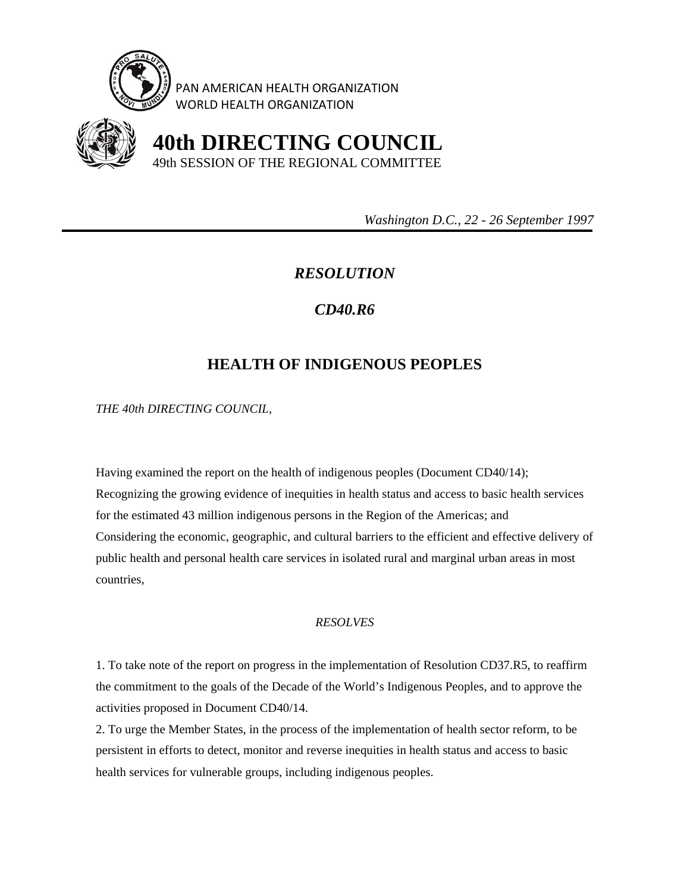PAN AMERICAN HEALTH ORGANIZATION
WORLD HEALTH ORGANIZATION

# 40th DIRECTING COUNCIL

49th SESSION OF THE REGIONAL COMMITTEE

*Washington D.C., 22 - 26 September 1997*

## *RESOLUTION*

## *CD40.R6*

## HEALTH OF INDIGENOUS PEOPLES

*THE 40th DIRECTING COUNCIL,*

Having examined the report on the health of indigenous peoples (Document CD40/14);
Recognizing the growing evidence of inequities in health status and access to basic health services for the estimated 43 million indigenous persons in the Region of the Americas; and
Considering the economic, geographic, and cultural barriers to the efficient and effective delivery of public health and personal health care services in isolated rural and marginal urban areas in most countries,

*RESOLVES*

1. To take note of the report on progress in the implementation of Resolution CD37.R5, to reaffirm the commitment to the goals of the Decade of the World's Indigenous Peoples, and to approve the activities proposed in Document CD40/14.
2. To urge the Member States, in the process of the implementation of health sector reform, to be persistent in efforts to detect, monitor and reverse inequities in health status and access to basic health services for vulnerable groups, including indigenous peoples.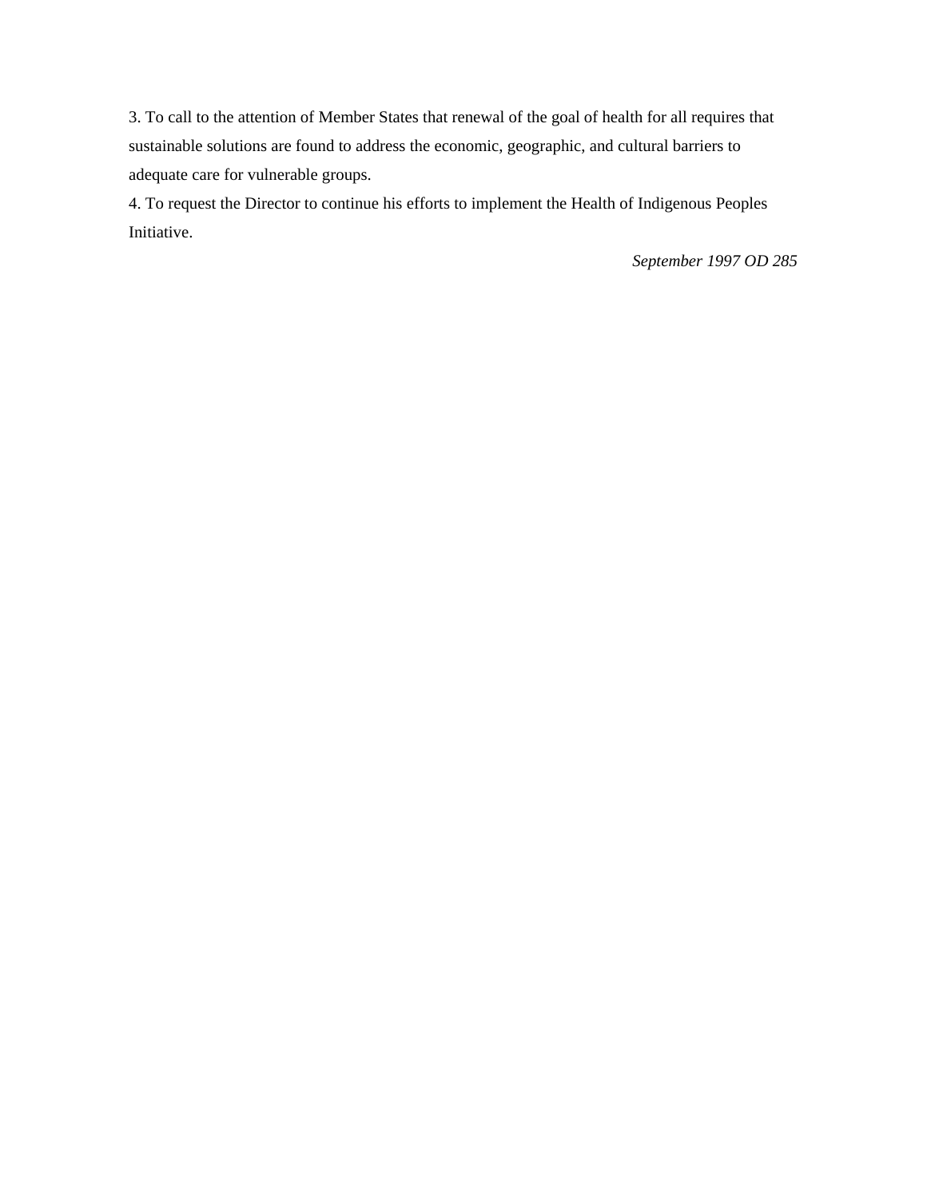3. To call to the attention of Member States that renewal of the goal of health for all requires that sustainable solutions are found to address the economic, geographic, and cultural barriers to adequate care for vulnerable groups.

4. To request the Director to continue his efforts to implement the Health of Indigenous Peoples Initiative.

*September 1997 OD 285*